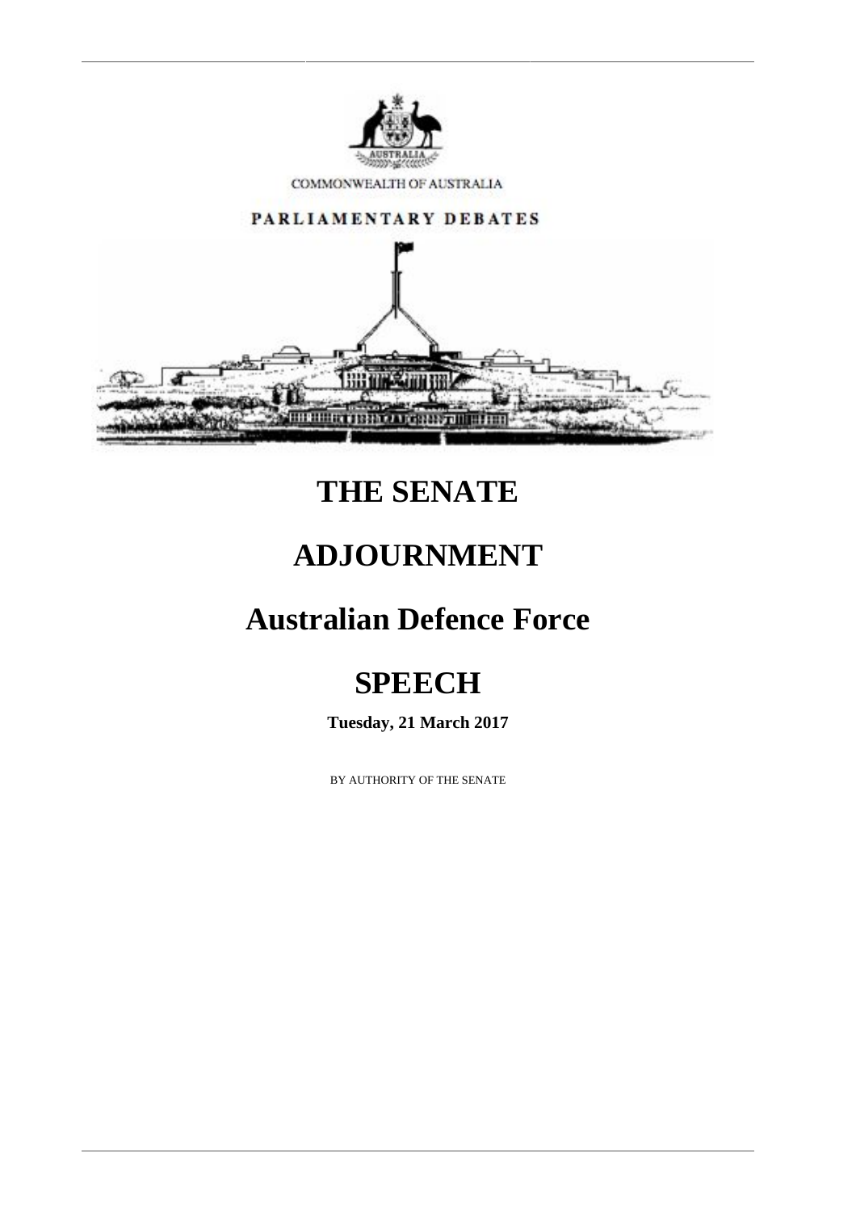COMMONWEALTH OF AUSTRALIA

PARLIAMENTARY DEBATES

# THE SENATE

# ADJOURNMENT

# Australian Defence Force

# SPEECH

**Tuesday, 21 March 2017**

BY AUTHORITY OF THE SENATE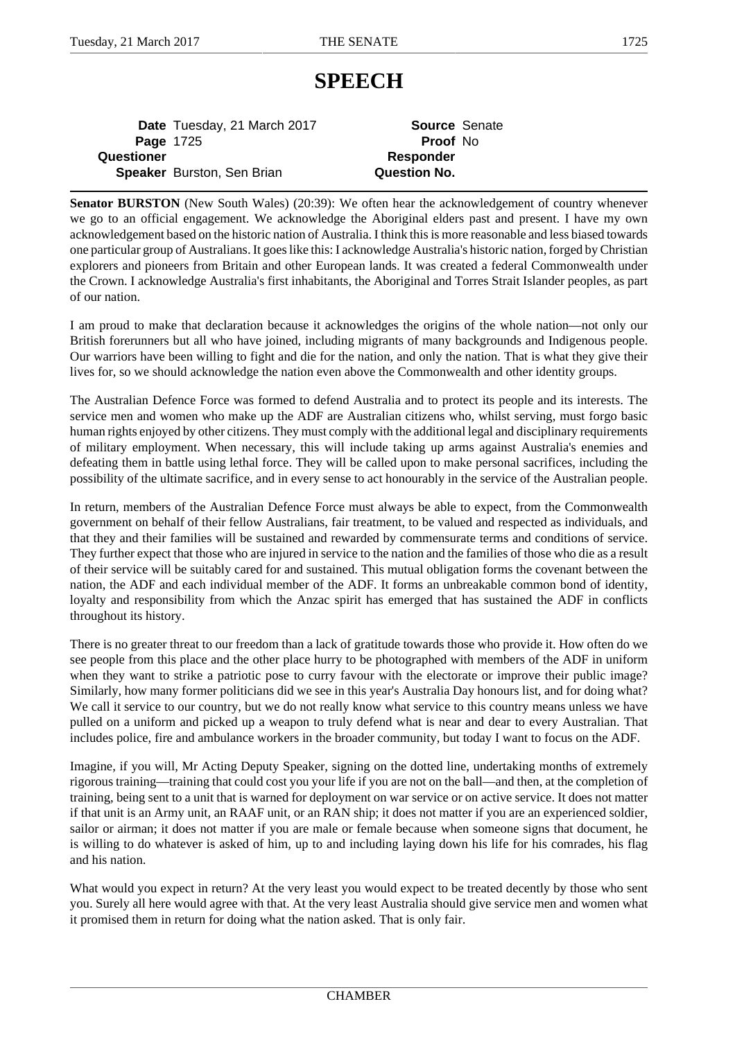# SPEECH

| | | | |
|---|---|---|---|
| **Date** | Tuesday, 21 March 2017 | **Source** | Senate |
| **Page** | 1725 | **Proof** | No |
| **Questioner** | | **Responder** | |
| **Speaker** | Burston, Sen Brian | **Question No.** | |

**Senator BURSTON** (New South Wales) (20:39): We often hear the acknowledgement of country whenever we go to an official engagement. We acknowledge the Aboriginal elders past and present. I have my own acknowledgement based on the historic nation of Australia. I think this is more reasonable and less biased towards one particular group of Australians. It goes like this: I acknowledge Australia's historic nation, forged by Christian explorers and pioneers from Britain and other European lands. It was created a federal Commonwealth under the Crown. I acknowledge Australia's first inhabitants, the Aboriginal and Torres Strait Islander peoples, as part of our nation.

I am proud to make that declaration because it acknowledges the origins of the whole nation—not only our British forerunners but all who have joined, including migrants of many backgrounds and Indigenous people. Our warriors have been willing to fight and die for the nation, and only the nation. That is what they give their lives for, so we should acknowledge the nation even above the Commonwealth and other identity groups.

The Australian Defence Force was formed to defend Australia and to protect its people and its interests. The service men and women who make up the ADF are Australian citizens who, whilst serving, must forgo basic human rights enjoyed by other citizens. They must comply with the additional legal and disciplinary requirements of military employment. When necessary, this will include taking up arms against Australia's enemies and defeating them in battle using lethal force. They will be called upon to make personal sacrifices, including the possibility of the ultimate sacrifice, and in every sense to act honourably in the service of the Australian people.

In return, members of the Australian Defence Force must always be able to expect, from the Commonwealth government on behalf of their fellow Australians, fair treatment, to be valued and respected as individuals, and that they and their families will be sustained and rewarded by commensurate terms and conditions of service. They further expect that those who are injured in service to the nation and the families of those who die as a result of their service will be suitably cared for and sustained. This mutual obligation forms the covenant between the nation, the ADF and each individual member of the ADF. It forms an unbreakable common bond of identity, loyalty and responsibility from which the Anzac spirit has emerged that has sustained the ADF in conflicts throughout its history.

There is no greater threat to our freedom than a lack of gratitude towards those who provide it. How often do we see people from this place and the other place hurry to be photographed with members of the ADF in uniform when they want to strike a patriotic pose to curry favour with the electorate or improve their public image? Similarly, how many former politicians did we see in this year's Australia Day honours list, and for doing what? We call it service to our country, but we do not really know what service to this country means unless we have pulled on a uniform and picked up a weapon to truly defend what is near and dear to every Australian. That includes police, fire and ambulance workers in the broader community, but today I want to focus on the ADF.

Imagine, if you will, Mr Acting Deputy Speaker, signing on the dotted line, undertaking months of extremely rigorous training—training that could cost you your life if you are not on the ball—and then, at the completion of training, being sent to a unit that is warned for deployment on war service or on active service. It does not matter if that unit is an Army unit, an RAAF unit, or an RAN ship; it does not matter if you are an experienced soldier, sailor or airman; it does not matter if you are male or female because when someone signs that document, he is willing to do whatever is asked of him, up to and including laying down his life for his comrades, his flag and his nation.

What would you expect in return? At the very least you would expect to be treated decently by those who sent you. Surely all here would agree with that. At the very least Australia should give service men and women what it promised them in return for doing what the nation asked. That is only fair.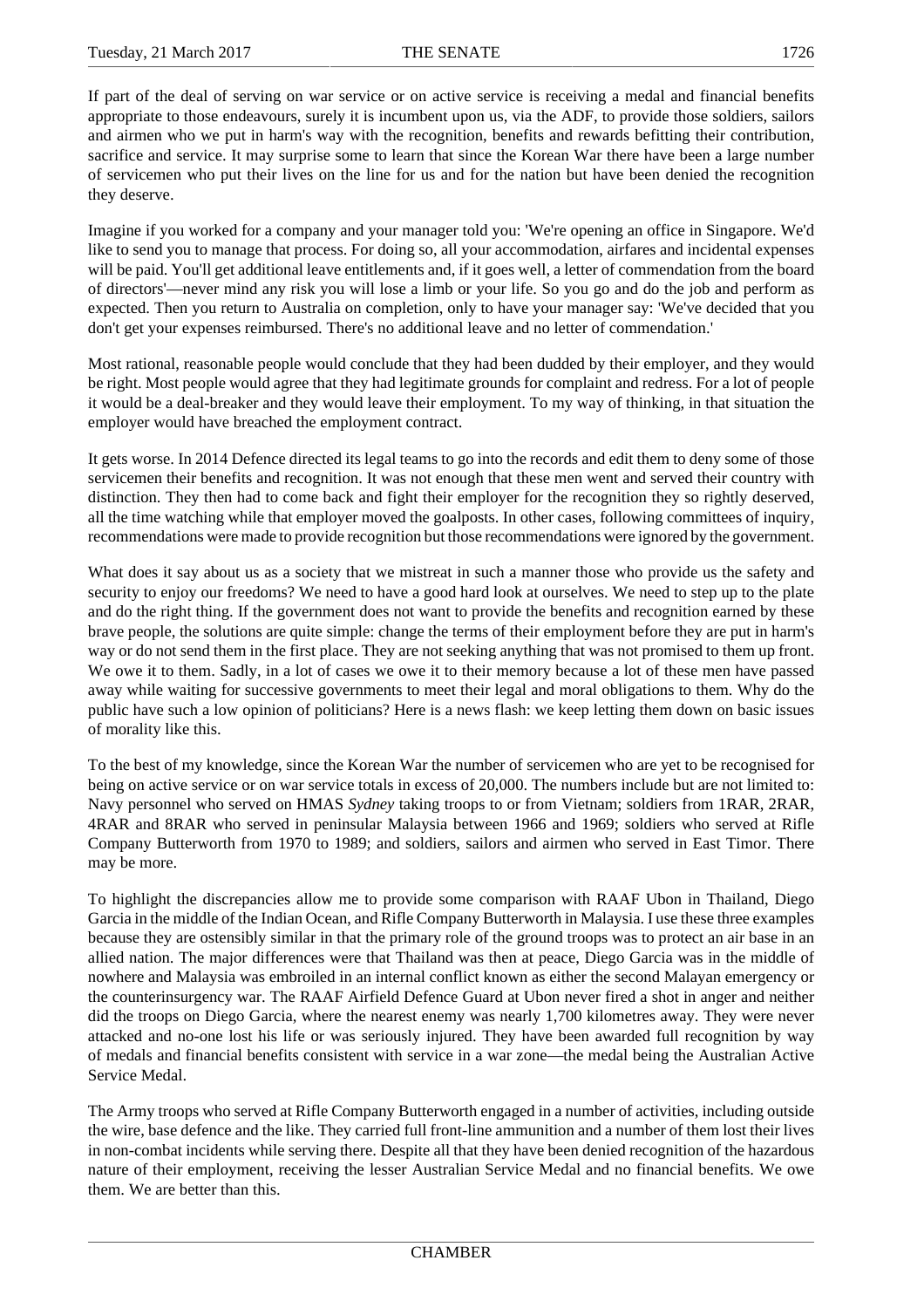If part of the deal of serving on war service or on active service is receiving a medal and financial benefits appropriate to those endeavours, surely it is incumbent upon us, via the ADF, to provide those soldiers, sailors and airmen who we put in harm's way with the recognition, benefits and rewards befitting their contribution, sacrifice and service. It may surprise some to learn that since the Korean War there have been a large number of servicemen who put their lives on the line for us and for the nation but have been denied the recognition they deserve.

Imagine if you worked for a company and your manager told you: 'We're opening an office in Singapore. We'd like to send you to manage that process. For doing so, all your accommodation, airfares and incidental expenses will be paid. You'll get additional leave entitlements and, if it goes well, a letter of commendation from the board of directors'—never mind any risk you will lose a limb or your life. So you go and do the job and perform as expected. Then you return to Australia on completion, only to have your manager say: 'We've decided that you don't get your expenses reimbursed. There's no additional leave and no letter of commendation.'

Most rational, reasonable people would conclude that they had been dudded by their employer, and they would be right. Most people would agree that they had legitimate grounds for complaint and redress. For a lot of people it would be a deal-breaker and they would leave their employment. To my way of thinking, in that situation the employer would have breached the employment contract.

It gets worse. In 2014 Defence directed its legal teams to go into the records and edit them to deny some of those servicemen their benefits and recognition. It was not enough that these men went and served their country with distinction. They then had to come back and fight their employer for the recognition they so rightly deserved, all the time watching while that employer moved the goalposts. In other cases, following committees of inquiry, recommendations were made to provide recognition but those recommendations were ignored by the government.

What does it say about us as a society that we mistreat in such a manner those who provide us the safety and security to enjoy our freedoms? We need to have a good hard look at ourselves. We need to step up to the plate and do the right thing. If the government does not want to provide the benefits and recognition earned by these brave people, the solutions are quite simple: change the terms of their employment before they are put in harm's way or do not send them in the first place. They are not seeking anything that was not promised to them up front. We owe it to them. Sadly, in a lot of cases we owe it to their memory because a lot of these men have passed away while waiting for successive governments to meet their legal and moral obligations to them. Why do the public have such a low opinion of politicians? Here is a news flash: we keep letting them down on basic issues of morality like this.

To the best of my knowledge, since the Korean War the number of servicemen who are yet to be recognised for being on active service or on war service totals in excess of 20,000. The numbers include but are not limited to: Navy personnel who served on HMAS *Sydney* taking troops to or from Vietnam; soldiers from 1RAR, 2RAR, 4RAR and 8RAR who served in peninsular Malaysia between 1966 and 1969; soldiers who served at Rifle Company Butterworth from 1970 to 1989; and soldiers, sailors and airmen who served in East Timor. There may be more.

To highlight the discrepancies allow me to provide some comparison with RAAF Ubon in Thailand, Diego Garcia in the middle of the Indian Ocean, and Rifle Company Butterworth in Malaysia. I use these three examples because they are ostensibly similar in that the primary role of the ground troops was to protect an air base in an allied nation. The major differences were that Thailand was then at peace, Diego Garcia was in the middle of nowhere and Malaysia was embroiled in an internal conflict known as either the second Malayan emergency or the counterinsurgency war. The RAAF Airfield Defence Guard at Ubon never fired a shot in anger and neither did the troops on Diego Garcia, where the nearest enemy was nearly 1,700 kilometres away. They were never attacked and no-one lost his life or was seriously injured. They have been awarded full recognition by way of medals and financial benefits consistent with service in a war zone—the medal being the Australian Active Service Medal.

The Army troops who served at Rifle Company Butterworth engaged in a number of activities, including outside the wire, base defence and the like. They carried full front-line ammunition and a number of them lost their lives in non-combat incidents while serving there. Despite all that they have been denied recognition of the hazardous nature of their employment, receiving the lesser Australian Service Medal and no financial benefits. We owe them. We are better than this.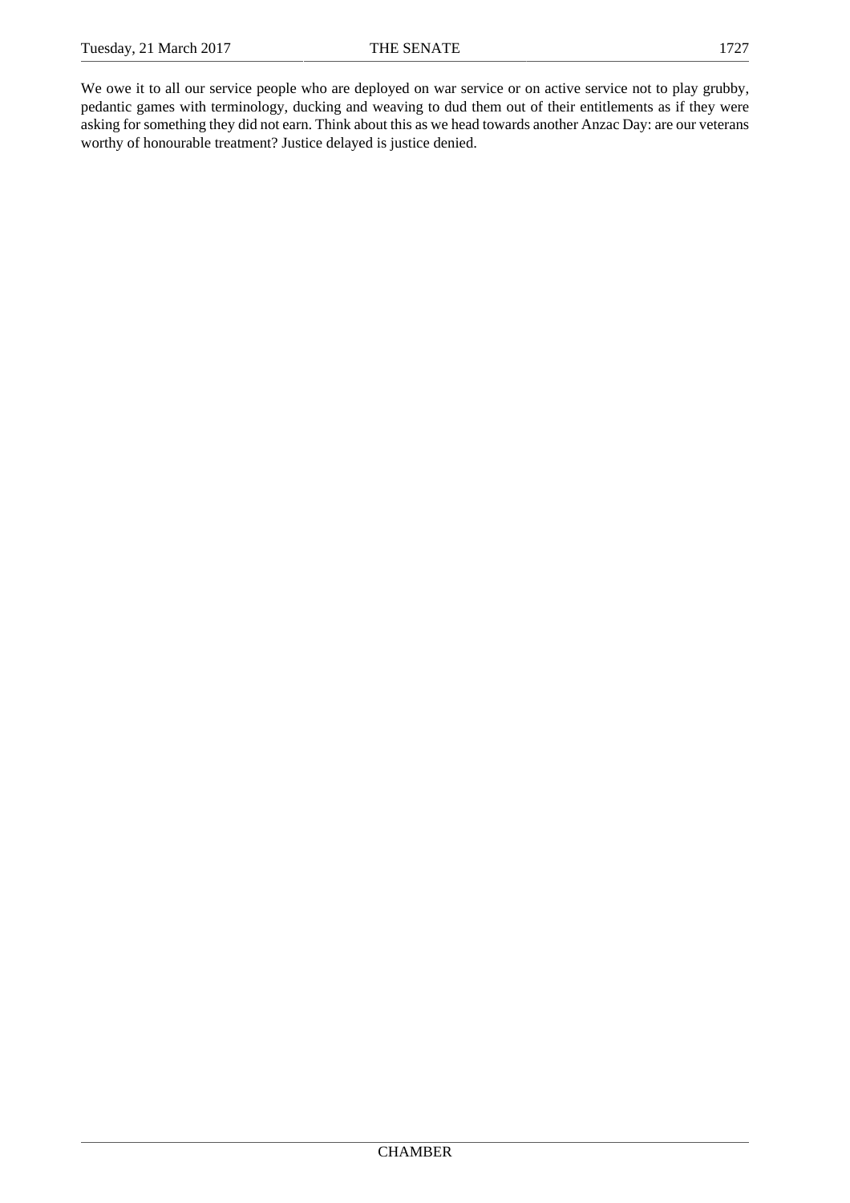We owe it to all our service people who are deployed on war service or on active service not to play grubby, pedantic games with terminology, ducking and weaving to dud them out of their entitlements as if they were asking for something they did not earn. Think about this as we head towards another Anzac Day: are our veterans worthy of honourable treatment? Justice delayed is justice denied.